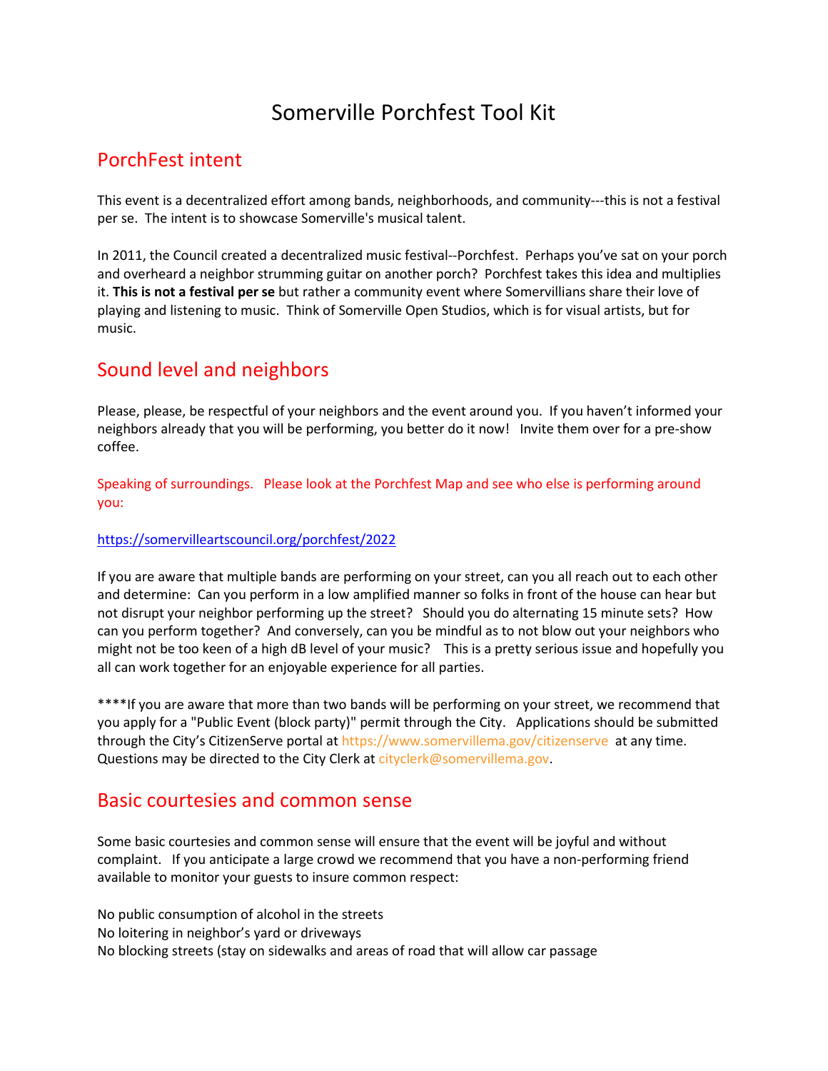# Somerville Porchfest Tool Kit

## PorchFest intent

This event is a decentralized effort among bands, neighborhoods, and community---this is not a festival per se. The intent is to showcase Somerville's musical talent.

In 2011, the Council created a decentralized music festival--Porchfest. Perhaps you've sat on your porch and overheard a neighbor strumming guitar on another porch? Porchfest takes this idea and multiplies it. **This is not a festival per se** but rather a community event where Somervillians share their love of playing and listening to music. Think of Somerville Open Studios, which is for visual artists, but for music.

## Sound level and neighbors

Please, please, be respectful of your neighbors and the event around you. If you haven't informed your neighbors already that you will be performing, you better do it now! Invite them over for a pre-show coffee.

Speaking of surroundings. Please look at the Porchfest Map and see who else is performing around you:

https://somervilleartscouncil.org/porchfest/2022

If you are aware that multiple bands are performing on your street, can you all reach out to each other and determine: Can you perform in a low amplified manner so folks in front of the house can hear but not disrupt your neighbor performing up the street? Should you do alternating 15 minute sets? How can you perform together? And conversely, can you be mindful as to not blow out your neighbors who might not be too keen of a high dB level of your music? This is a pretty serious issue and hopefully you all can work together for an enjoyable experience for all parties.

****If you are aware that more than two bands will be performing on your street, we recommend that you apply for a "Public Event (block party)" permit through the City. Applications should be submitted through the City's CitizenServe portal at https://www.somervillema.gov/citizenserve at any time. Questions may be directed to the City Clerk at cityclerk@somervillema.gov.

## Basic courtesies and common sense

Some basic courtesies and common sense will ensure that the event will be joyful and without complaint. If you anticipate a large crowd we recommend that you have a non-performing friend available to monitor your guests to insure common respect:

No public consumption of alcohol in the streets
No loitering in neighbor's yard or driveways
No blocking streets (stay on sidewalks and areas of road that will allow car passage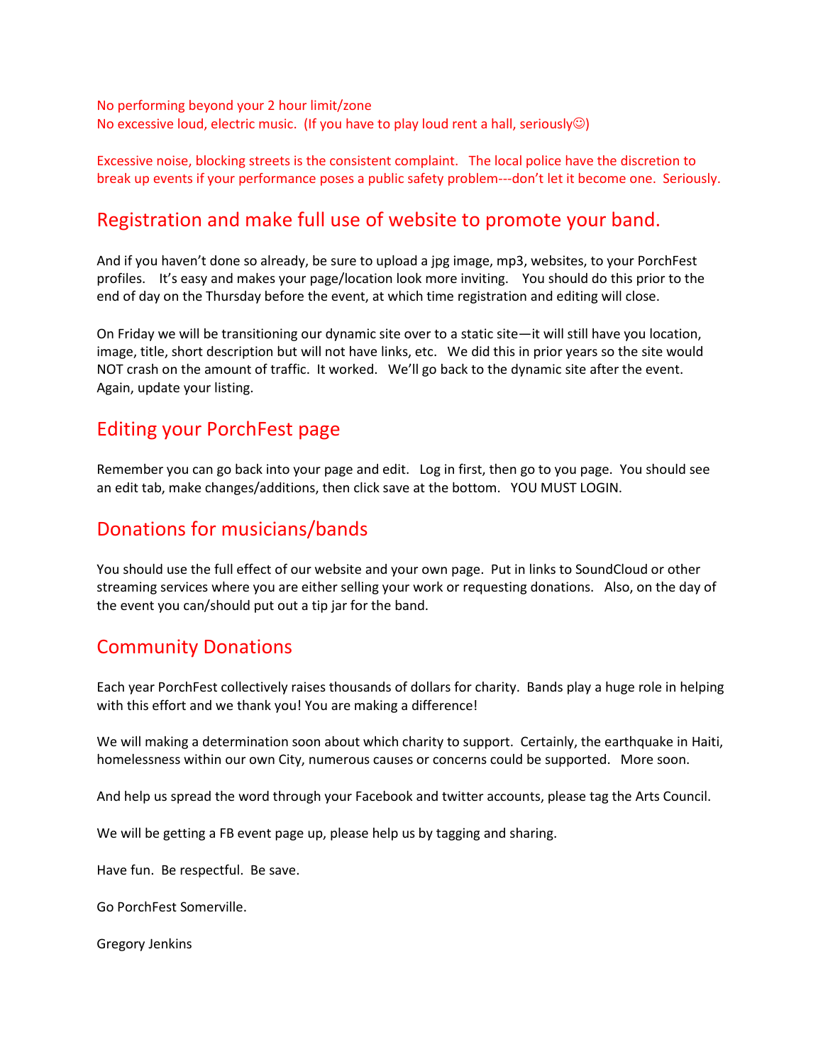No performing beyond your 2 hour limit/zone
No excessive loud, electric music. (If you have to play loud rent a hall, seriously☺)

Excessive noise, blocking streets is the consistent complaint. The local police have the discretion to break up events if your performance poses a public safety problem---don't let it become one. Seriously.

## Registration and make full use of website to promote your band.

And if you haven't done so already, be sure to upload a jpg image, mp3, websites, to your PorchFest profiles. It's easy and makes your page/location look more inviting. You should do this prior to the end of day on the Thursday before the event, at which time registration and editing will close.

On Friday we will be transitioning our dynamic site over to a static site—it will still have you location, image, title, short description but will not have links, etc. We did this in prior years so the site would NOT crash on the amount of traffic. It worked. We'll go back to the dynamic site after the event. Again, update your listing.

## Editing your PorchFest page

Remember you can go back into your page and edit. Log in first, then go to you page. You should see an edit tab, make changes/additions, then click save at the bottom. YOU MUST LOGIN.

## Donations for musicians/bands

You should use the full effect of our website and your own page. Put in links to SoundCloud or other streaming services where you are either selling your work or requesting donations. Also, on the day of the event you can/should put out a tip jar for the band.

## Community Donations

Each year PorchFest collectively raises thousands of dollars for charity. Bands play a huge role in helping with this effort and we thank you! You are making a difference!

We will making a determination soon about which charity to support. Certainly, the earthquake in Haiti, homelessness within our own City, numerous causes or concerns could be supported. More soon.

And help us spread the word through your Facebook and twitter accounts, please tag the Arts Council.

We will be getting a FB event page up, please help us by tagging and sharing.

Have fun. Be respectful. Be save.

Go PorchFest Somerville.

Gregory Jenkins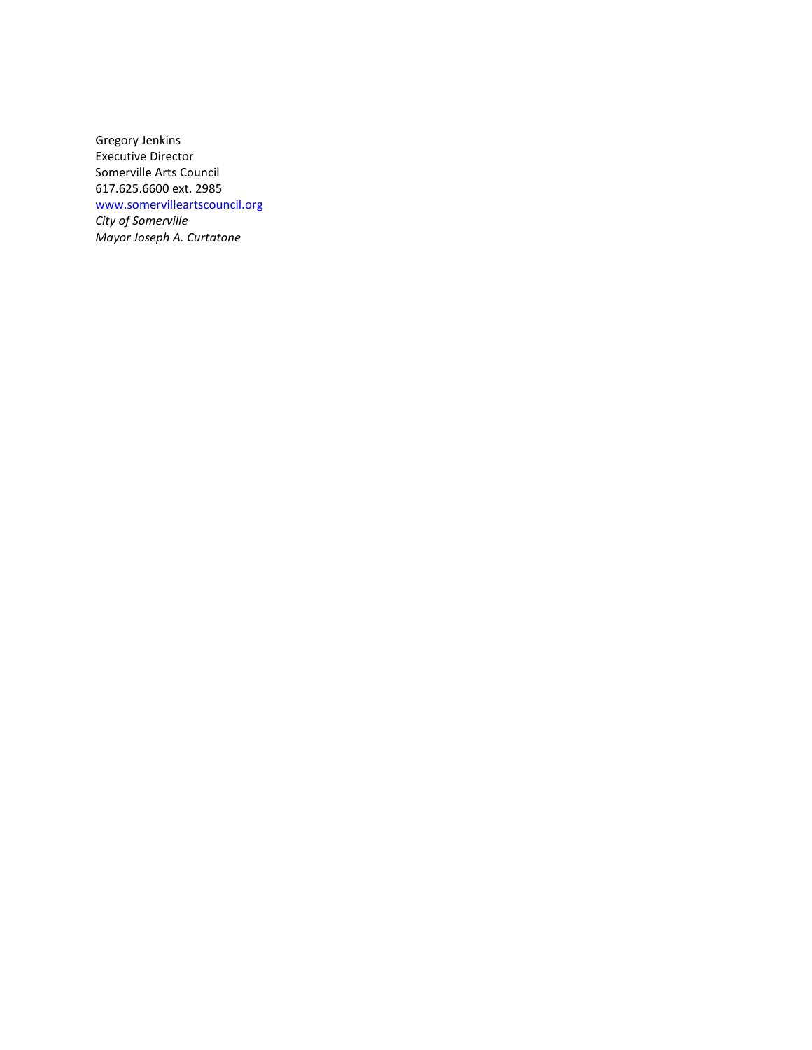Gregory Jenkins  
Executive Director  
Somerville Arts Council  
617.625.6600 ext. 2985  
[www.somervilleartscouncil.org](http://www.somervilleartscouncil.org)  
*City of Somerville*  
*Mayor Joseph A. Curtatone*